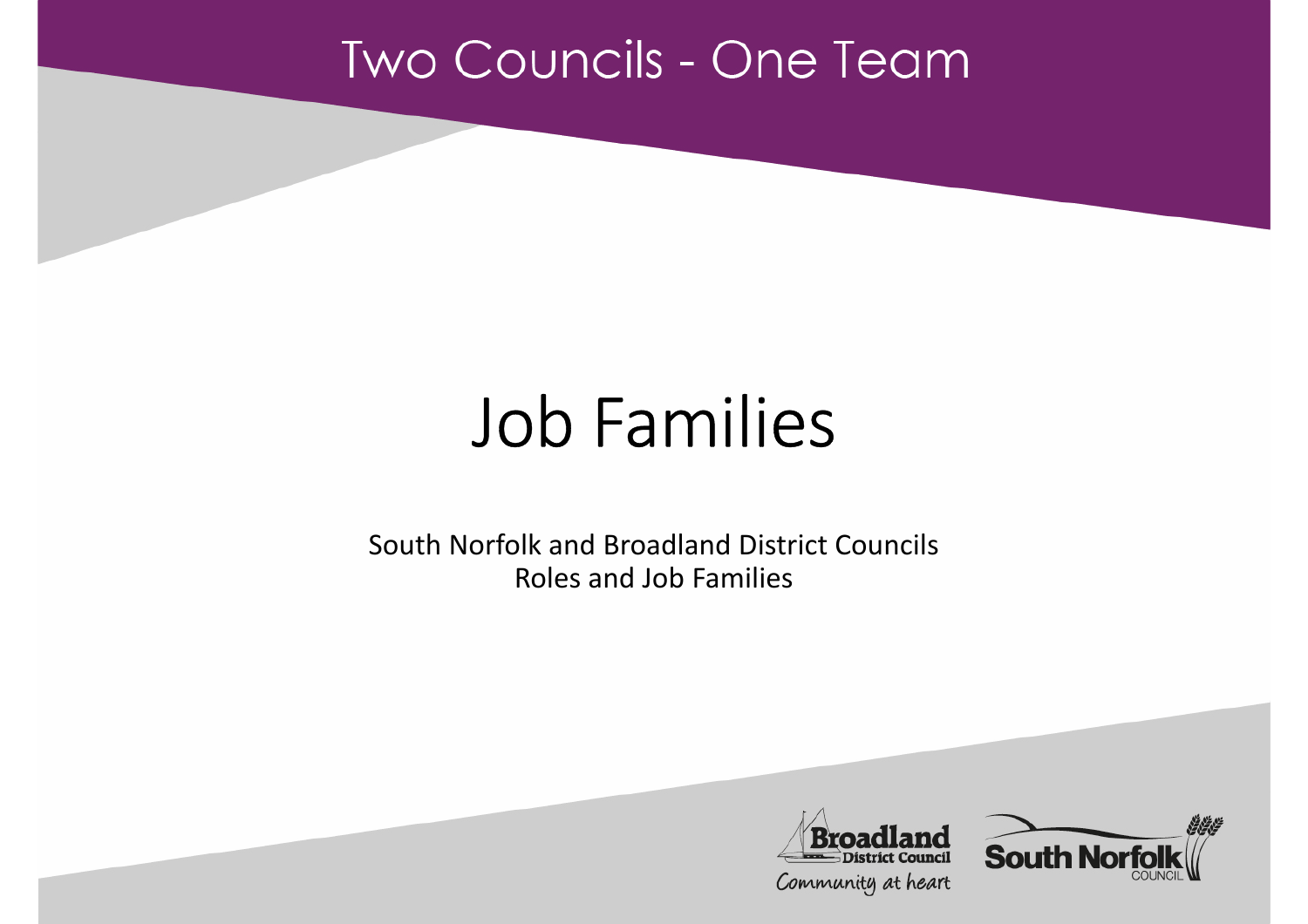Two Councils - One Team

# Job Families

South Norfolk and Broadland District Councils
Roles and Job Families

Broadland District Council
Community at heart

South Norfolk COUNCIL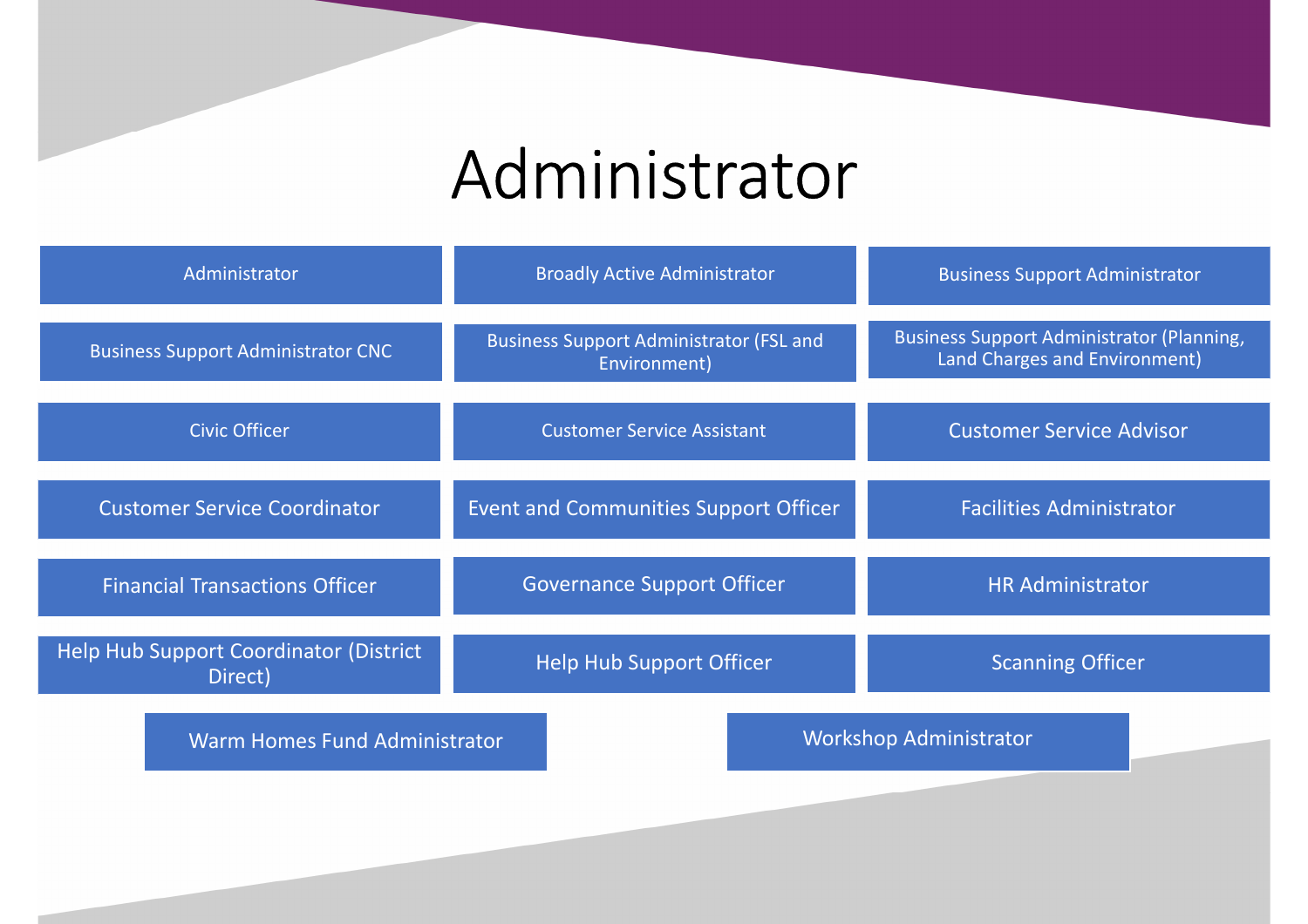# Administrator

- Administrator
- Broadly Active Administrator
- Business Support Administrator
- Business Support Administrator CNC
- Business Support Administrator (FSL and Environment)
- Business Support Administrator (Planning, Land Charges and Environment)
- Civic Officer
- Customer Service Assistant
- Customer Service Advisor
- Customer Service Coordinator
- Event and Communities Support Officer
- Facilities Administrator
- Financial Transactions Officer
- Governance Support Officer
- HR Administrator
- Help Hub Support Coordinator (District Direct)
- Help Hub Support Officer
- Scanning Officer
- Warm Homes Fund Administrator
- Workshop Administrator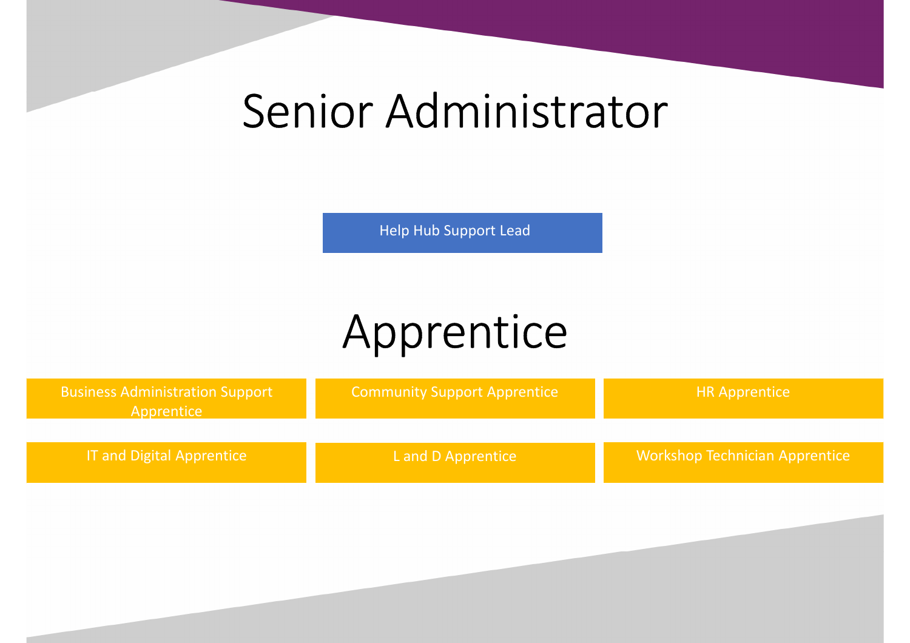# Senior Administrator

- Help Hub Support Lead

# Apprentice

- Business Administration Support Apprentice
- Community Support Apprentice
- HR Apprentice
- IT and Digital Apprentice
- L and D Apprentice
- Workshop Technician Apprentice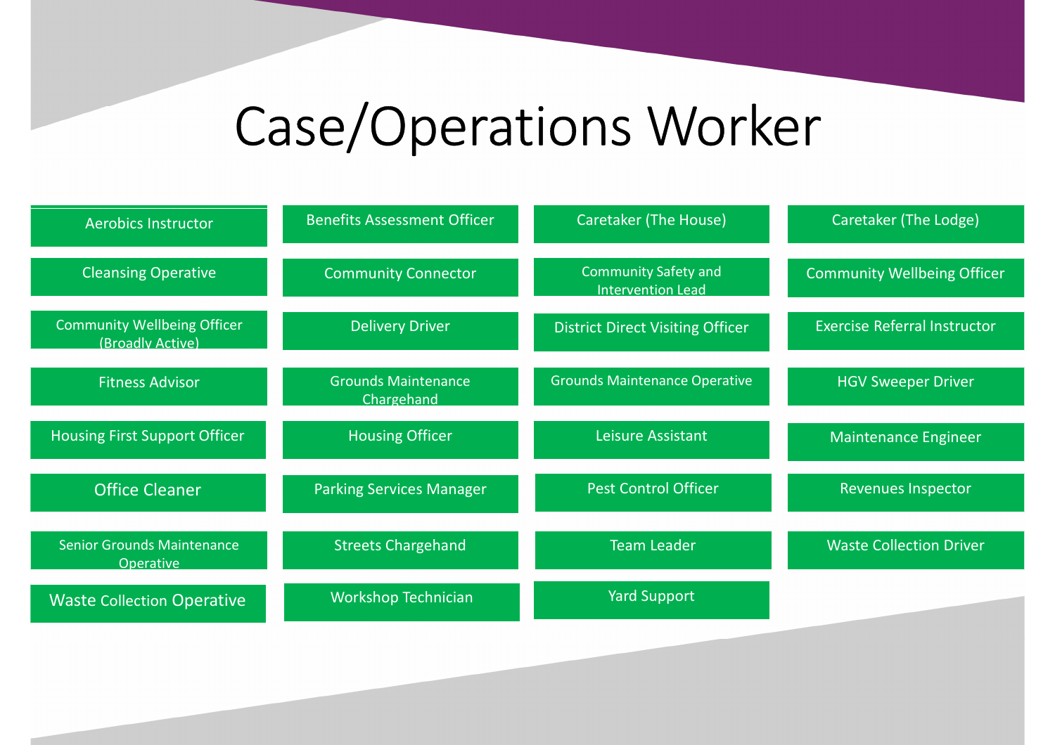# Case/Operations Worker

- Aerobics Instructor
- Benefits Assessment Officer
- Caretaker (The House)
- Caretaker (The Lodge)
- Cleansing Operative
- Community Connector
- Community Safety and Intervention Lead
- Community Wellbeing Officer
- Community Wellbeing Officer (Broadly Active)
- Delivery Driver
- District Direct Visiting Officer
- Exercise Referral Instructor
- Fitness Advisor
- Grounds Maintenance Chargehand
- Grounds Maintenance Operative
- HGV Sweeper Driver
- Housing First Support Officer
- Housing Officer
- Leisure Assistant
- Maintenance Engineer
- Office Cleaner
- Parking Services Manager
- Pest Control Officer
- Revenues Inspector
- Senior Grounds Maintenance Operative
- Streets Chargehand
- Team Leader
- Waste Collection Driver
- Waste Collection Operative
- Workshop Technician
- Yard Support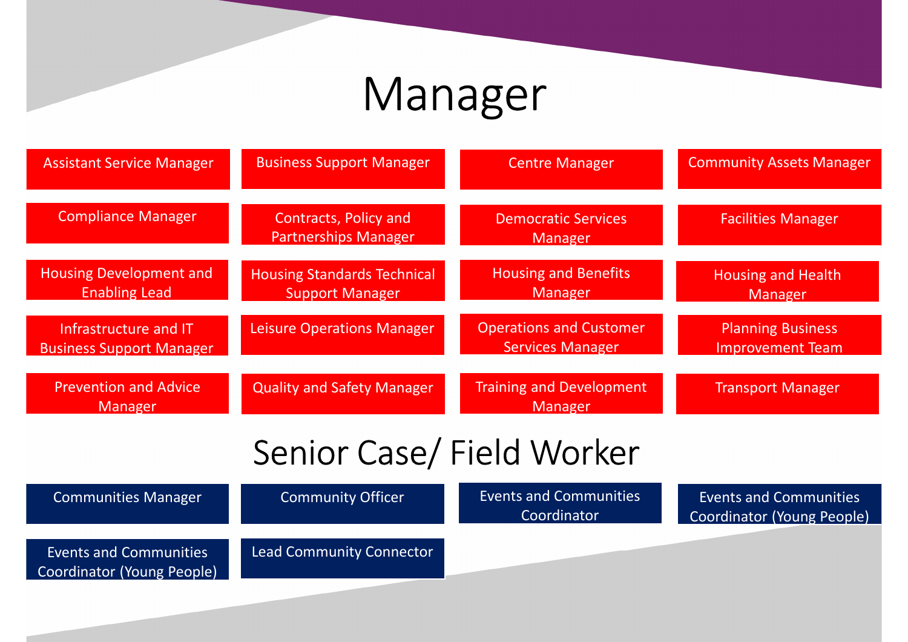# Manager

- Assistant Service Manager
- Business Support Manager
- Centre Manager
- Community Assets Manager
- Compliance Manager
- Contracts, Policy and Partnerships Manager
- Democratic Services Manager
- Facilities Manager
- Housing Development and Enabling Lead
- Housing Standards Technical Support Manager
- Housing and Benefits Manager
- Housing and Health Manager
- Infrastructure and IT Business Support Manager
- Leisure Operations Manager
- Operations and Customer Services Manager
- Planning Business Improvement Team
- Prevention and Advice Manager
- Quality and Safety Manager
- Training and Development Manager
- Transport Manager

# Senior Case/ Field Worker

- Communities Manager
- Community Officer
- Events and Communities Coordinator
- Events and Communities Coordinator (Young People)
- Events and Communities Coordinator (Young People)
- Lead Community Connector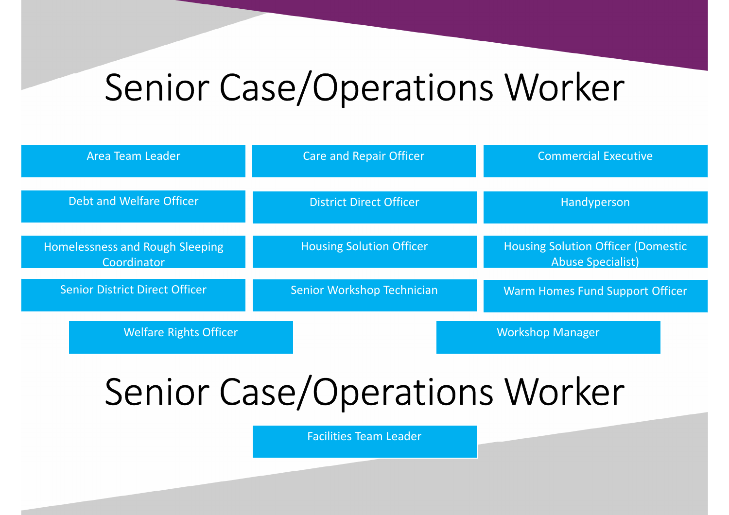# Senior Case/Operations Worker

- Area Team Leader
- Care and Repair Officer
- Commercial Executive
- Debt and Welfare Officer
- District Direct Officer
- Handyperson
- Homelessness and Rough Sleeping Coordinator
- Housing Solution Officer
- Housing Solution Officer (Domestic Abuse Specialist)
- Senior District Direct Officer
- Senior Workshop Technician
- Warm Homes Fund Support Officer
- Welfare Rights Officer
- Workshop Manager

# Senior Case/Operations Worker

- Facilities Team Leader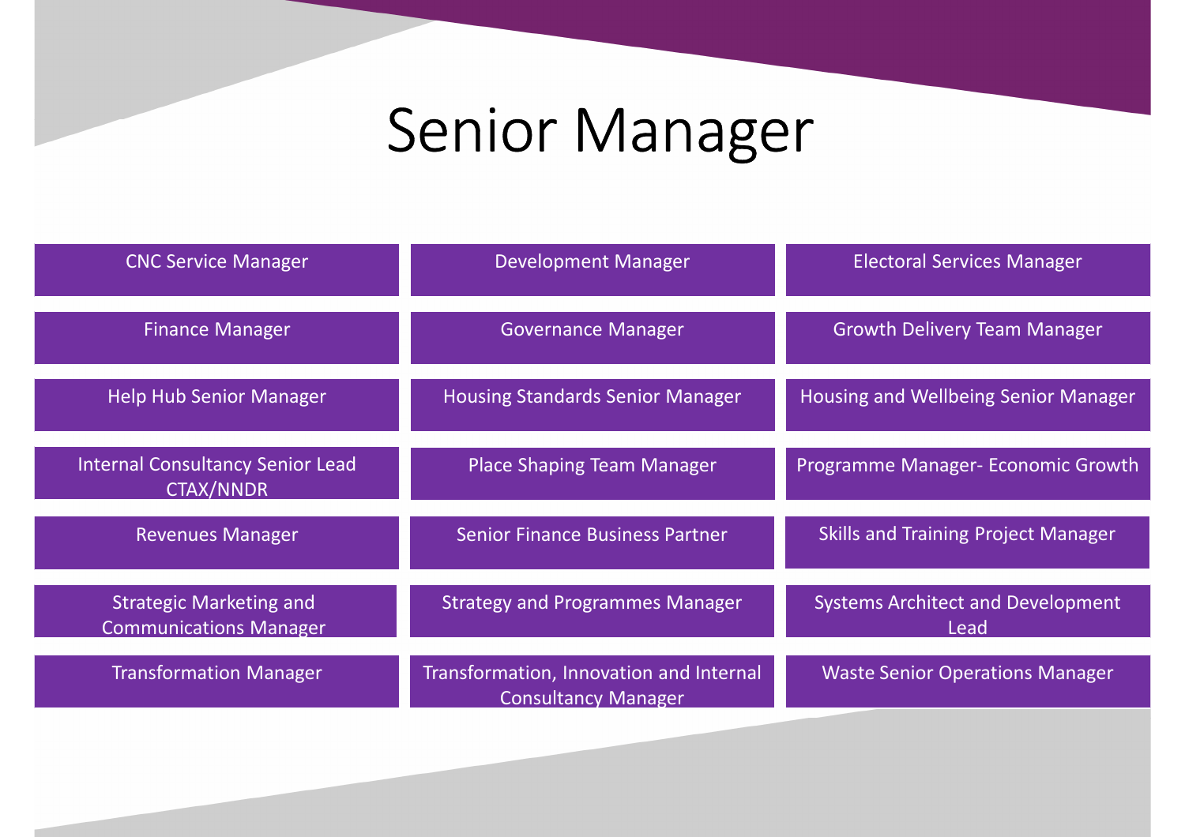# Senior Manager

| | | |
|---|---|---|
| CNC Service Manager | Development Manager | Electoral Services Manager |
| Finance Manager | Governance Manager | Growth Delivery Team Manager |
| Help Hub Senior Manager | Housing Standards Senior Manager | Housing and Wellbeing Senior Manager |
| Internal Consultancy Senior Lead CTAX/NNDR | Place Shaping Team Manager | Programme Manager- Economic Growth |
| Revenues Manager | Senior Finance Business Partner | Skills and Training Project Manager |
| Strategic Marketing and Communications Manager | Strategy and Programmes Manager | Systems Architect and Development Lead |
| Transformation Manager | Transformation, Innovation and Internal Consultancy Manager | Waste Senior Operations Manager |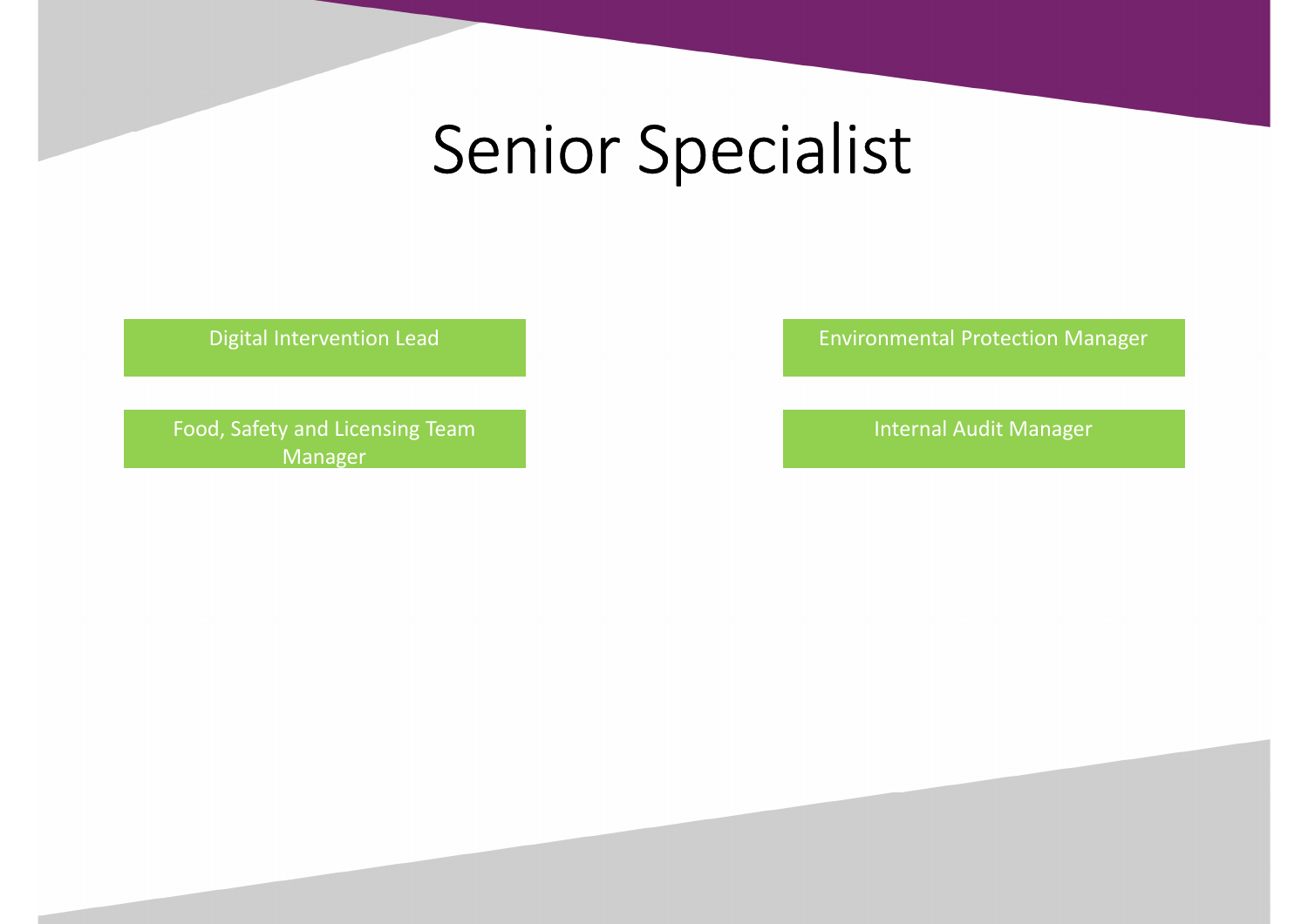# Senior Specialist

- Digital Intervention Lead
- Environmental Protection Manager
- Food, Safety and Licensing Team Manager
- Internal Audit Manager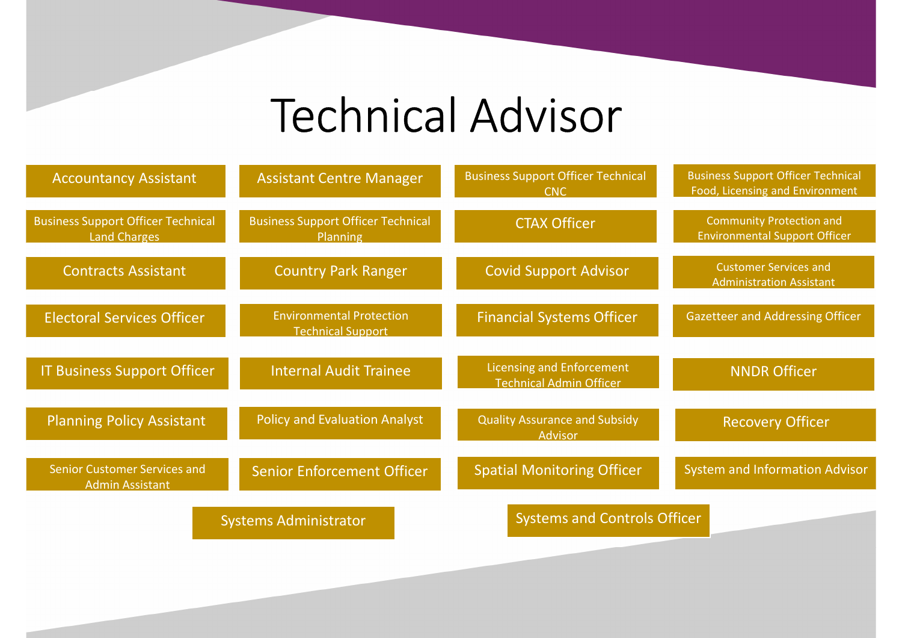# Technical Advisor

- Accountancy Assistant
- Assistant Centre Manager
- Business Support Officer Technical CNC
- Business Support Officer Technical Food, Licensing and Environment
- Business Support Officer Technical Land Charges
- Business Support Officer Technical Planning
- CTAX Officer
- Community Protection and Environmental Support Officer
- Contracts Assistant
- Country Park Ranger
- Covid Support Advisor
- Customer Services and Administration Assistant
- Electoral Services Officer
- Environmental Protection Technical Support
- Financial Systems Officer
- Gazetteer and Addressing Officer
- IT Business Support Officer
- Internal Audit Trainee
- Licensing and Enforcement Technical Admin Officer
- NNDR Officer
- Planning Policy Assistant
- Policy and Evaluation Analyst
- Quality Assurance and Subsidy Advisor
- Recovery Officer
- Senior Customer Services and Admin Assistant
- Senior Enforcement Officer
- Spatial Monitoring Officer
- System and Information Advisor
- Systems Administrator
- Systems and Controls Officer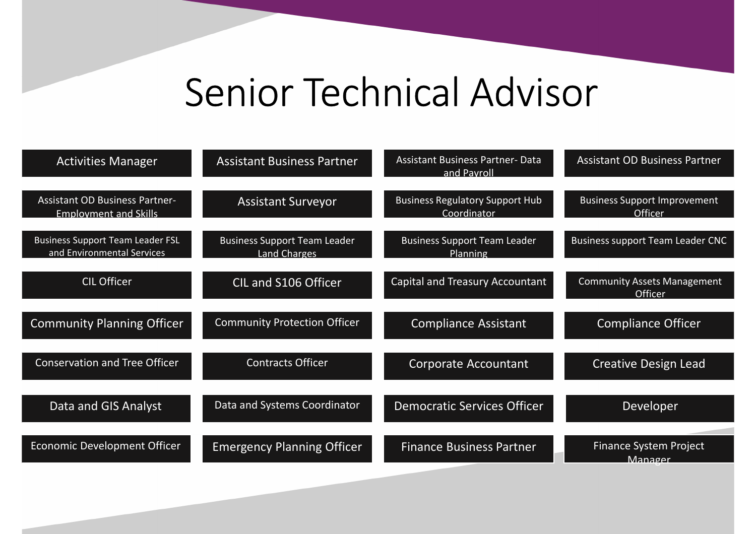# Senior Technical Advisor

| | | | |
|---|---|---|---|
| Activities Manager | Assistant Business Partner | Assistant Business Partner- Data and Payroll | Assistant OD Business Partner |
| Assistant OD Business Partner- Employment and Skills | Assistant Surveyor | Business Regulatory Support Hub Coordinator | Business Support Improvement Officer |
| Business Support Team Leader FSL and Environmental Services | Business Support Team Leader Land Charges | Business Support Team Leader Planning | Business support Team Leader CNC |
| CIL Officer | CIL and S106 Officer | Capital and Treasury Accountant | Community Assets Management Officer |
| Community Planning Officer | Community Protection Officer | Compliance Assistant | Compliance Officer |
| Conservation and Tree Officer | Contracts Officer | Corporate Accountant | Creative Design Lead |
| Data and GIS Analyst | Data and Systems Coordinator | Democratic Services Officer | Developer |
| Economic Development Officer | Emergency Planning Officer | Finance Business Partner | Finance System Project Manager |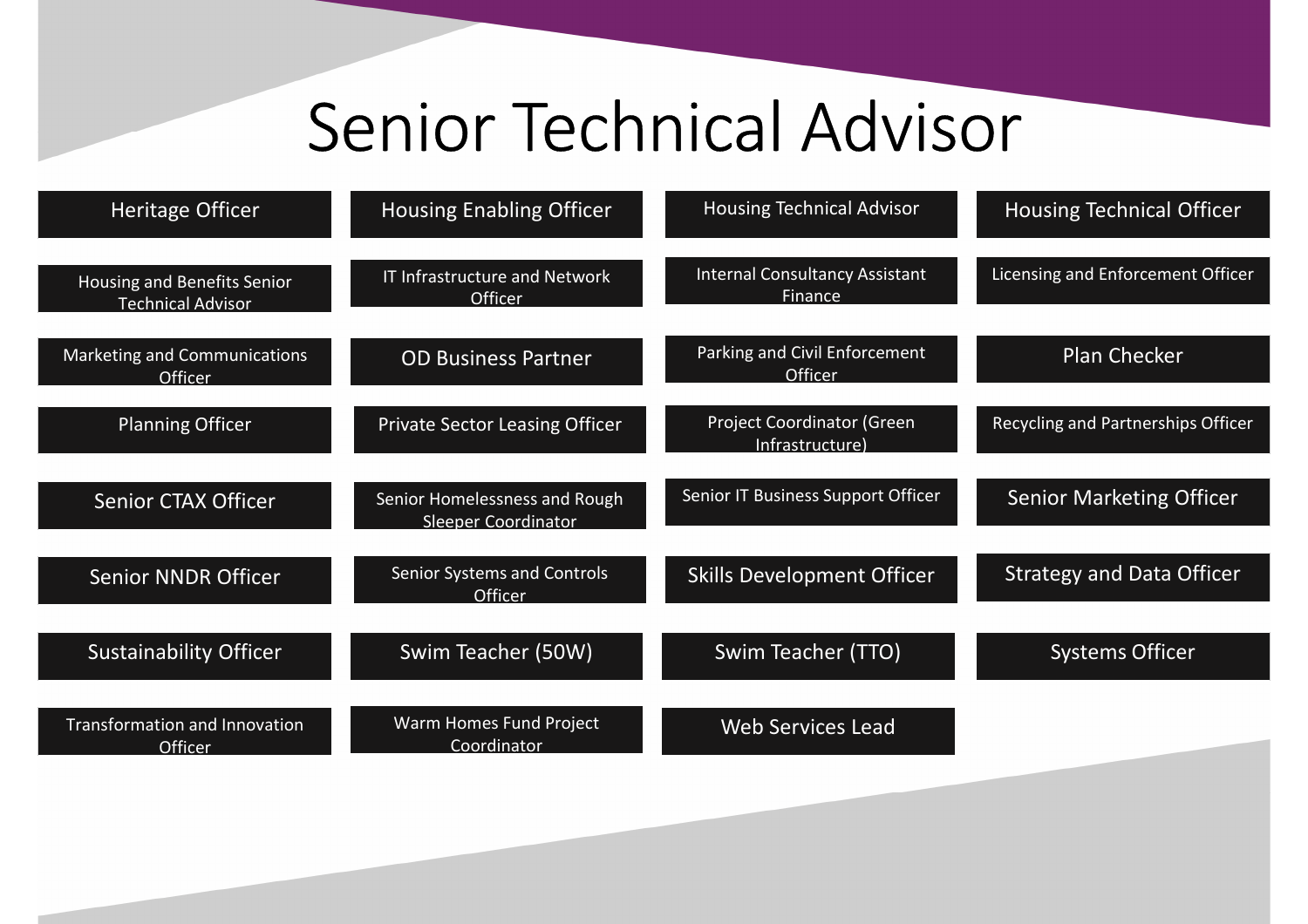# Senior Technical Advisor

- Heritage Officer
- Housing Enabling Officer
- Housing Technical Advisor
- Housing Technical Officer
- Housing and Benefits Senior Technical Advisor
- IT Infrastructure and Network Officer
- Internal Consultancy Assistant Finance
- Licensing and Enforcement Officer
- Marketing and Communications Officer
- OD Business Partner
- Parking and Civil Enforcement Officer
- Plan Checker
- Planning Officer
- Private Sector Leasing Officer
- Project Coordinator (Green Infrastructure)
- Recycling and Partnerships Officer
- Senior CTAX Officer
- Senior Homelessness and Rough Sleeper Coordinator
- Senior IT Business Support Officer
- Senior Marketing Officer
- Senior NNDR Officer
- Senior Systems and Controls Officer
- Skills Development Officer
- Strategy and Data Officer
- Sustainability Officer
- Swim Teacher (50W)
- Swim Teacher (TTO)
- Systems Officer
- Transformation and Innovation Officer
- Warm Homes Fund Project Coordinator
- Web Services Lead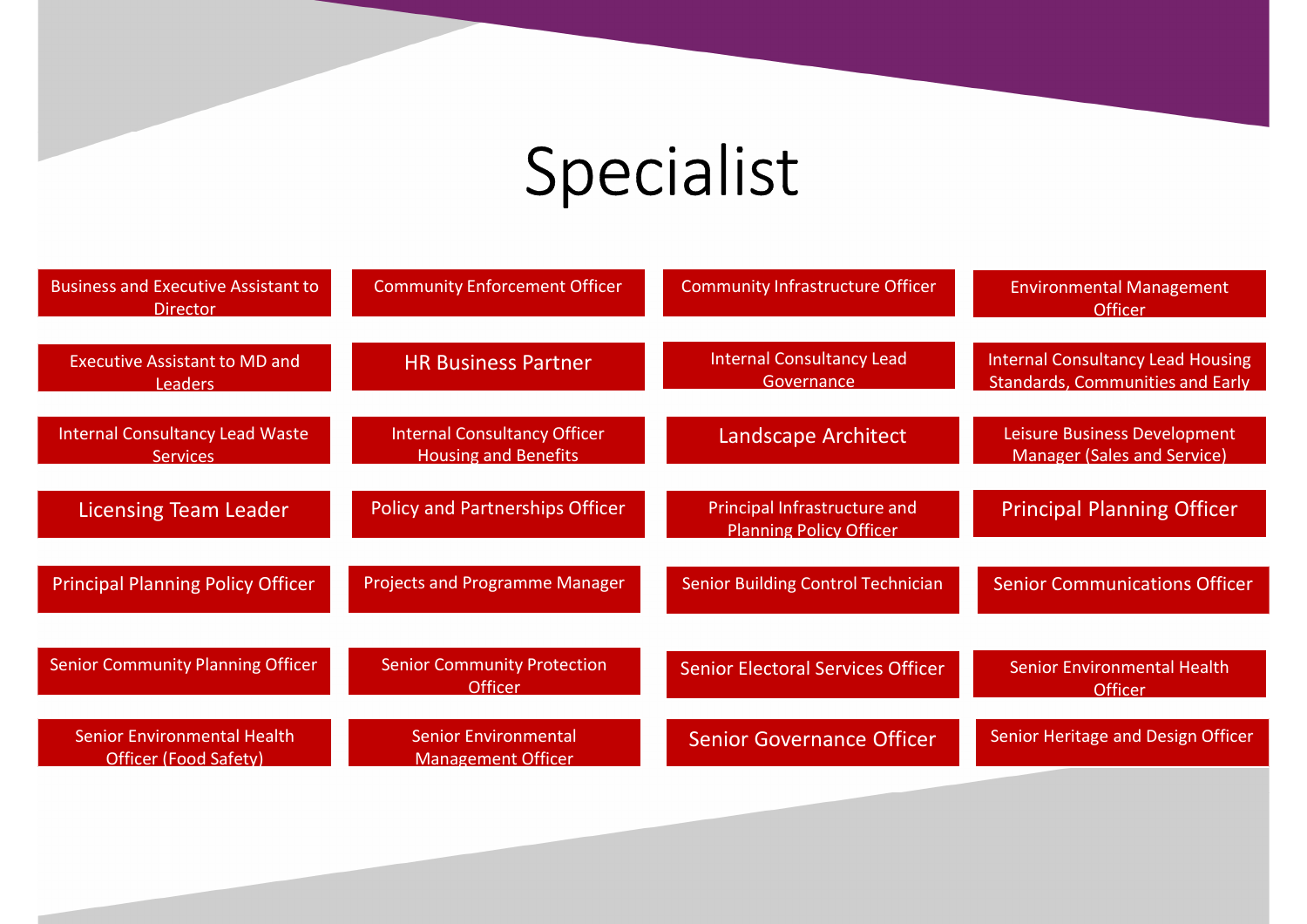# Specialist

- Business and Executive Assistant to Director
- Community Enforcement Officer
- Community Infrastructure Officer
- Environmental Management Officer
- Executive Assistant to MD and Leaders
- HR Business Partner
- Internal Consultancy Lead Governance
- Internal Consultancy Lead Housing Standards, Communities and Early
- Internal Consultancy Lead Waste Services
- Internal Consultancy Officer Housing and Benefits
- Landscape Architect
- Leisure Business Development Manager (Sales and Service)
- Licensing Team Leader
- Policy and Partnerships Officer
- Principal Infrastructure and Planning Policy Officer
- Principal Planning Officer
- Principal Planning Policy Officer
- Projects and Programme Manager
- Senior Building Control Technician
- Senior Communications Officer
- Senior Community Planning Officer
- Senior Community Protection Officer
- Senior Electoral Services Officer
- Senior Environmental Health Officer
- Senior Environmental Health Officer (Food Safety)
- Senior Environmental Management Officer
- Senior Governance Officer
- Senior Heritage and Design Officer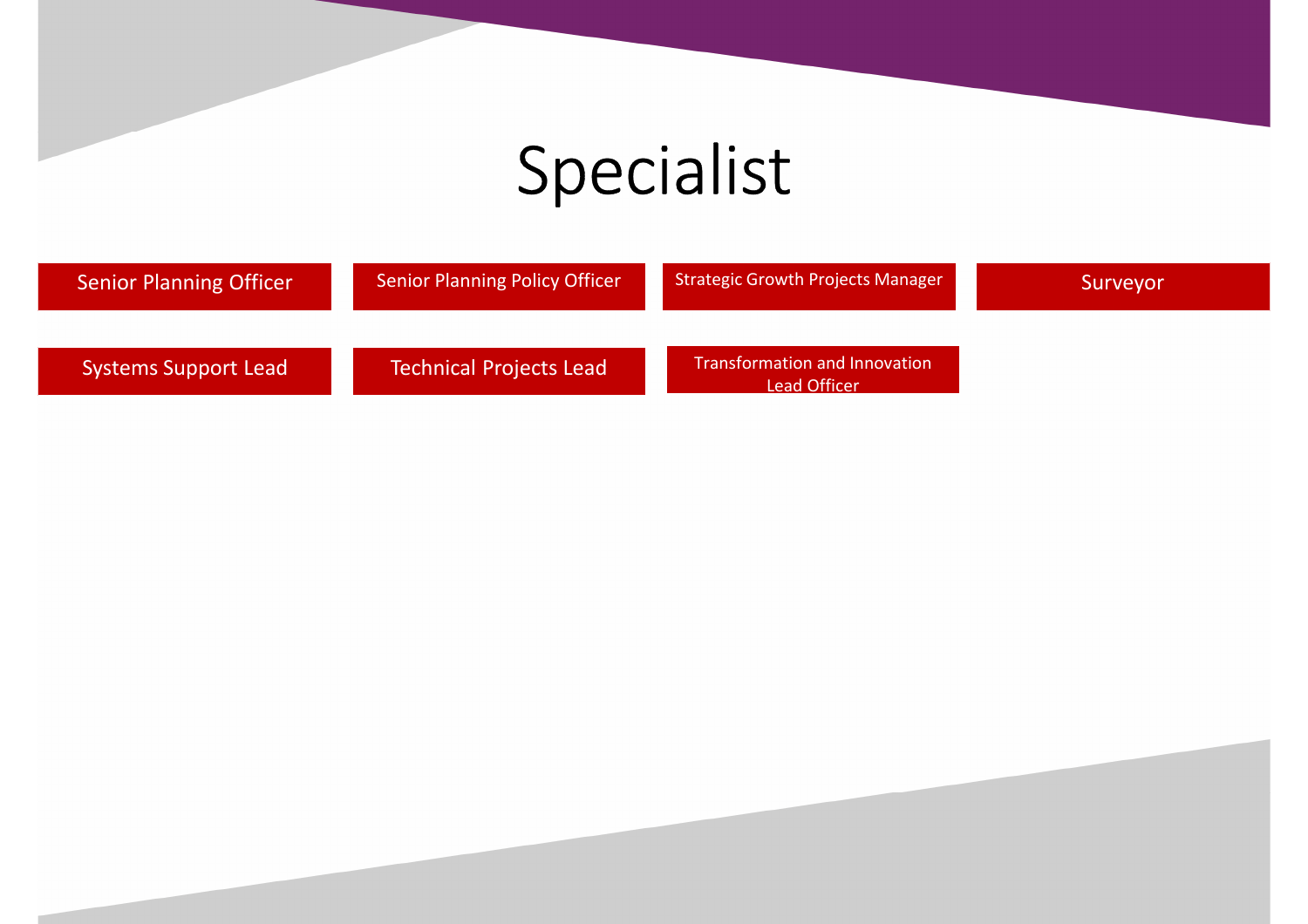# Specialist

- Senior Planning Officer
- Senior Planning Policy Officer
- Strategic Growth Projects Manager
- Surveyor
- Systems Support Lead
- Technical Projects Lead
- Transformation and Innovation Lead Officer